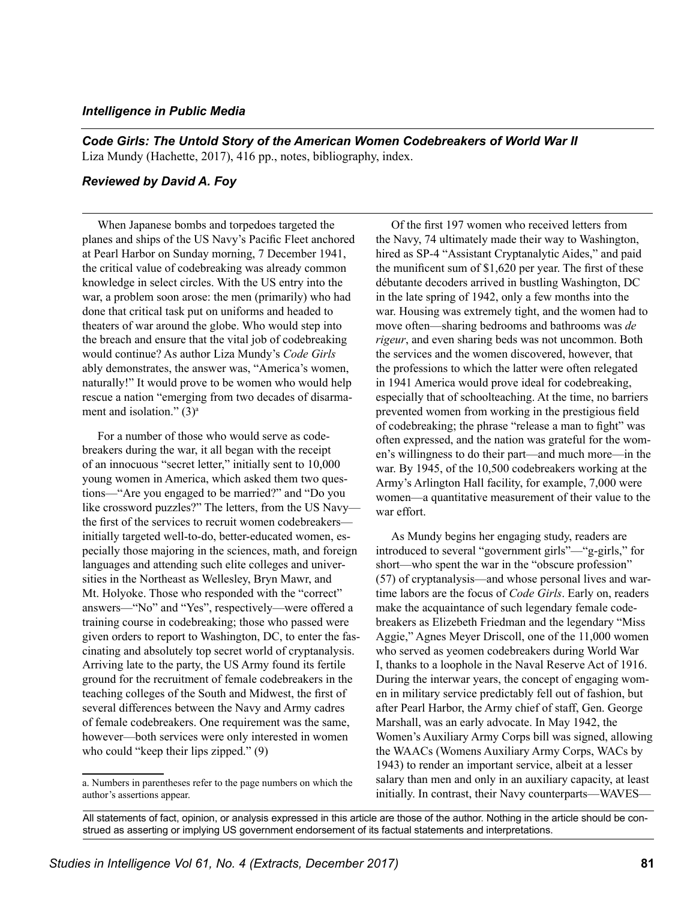*Intelligence in Public Media*

## *Code Girls: The Untold Story of the American Women Codebreakers of World War II*

Liza Mundy (Hachette, 2017), 416 pp., notes, bibliography, index.

### *Reviewed by David A. Foy*

When Japanese bombs and torpedoes targeted the planes and ships of the US Navy's Pacific Fleet anchored at Pearl Harbor on Sunday morning, 7 December 1941, the critical value of codebreaking was already common knowledge in select circles. With the US entry into the war, a problem soon arose: the men (primarily) who had done that critical task put on uniforms and headed to theaters of war around the globe. Who would step into the breach and ensure that the vital job of codebreaking would continue? As author Liza Mundy's *Code Girls* ably demonstrates, the answer was, "America's women, naturally!" It would prove to be women who would help rescue a nation "emerging from two decades of disarmament and isolation." (3)[a]

For a number of those who would serve as codebreakers during the war, it all began with the receipt of an innocuous "secret letter," initially sent to 10,000 young women in America, which asked them two questions—"Are you engaged to be married?" and "Do you like crossword puzzles?" The letters, from the US Navy—the first of the services to recruit women codebreakers—initially targeted well-to-do, better-educated women, especially those majoring in the sciences, math, and foreign languages and attending such elite colleges and universities in the Northeast as Wellesley, Bryn Mawr, and Mt. Holyoke. Those who responded with the "correct" answers—"No" and "Yes", respectively—were offered a training course in codebreaking; those who passed were given orders to report to Washington, DC, to enter the fascinating and absolutely top secret world of cryptanalysis. Arriving late to the party, the US Army found its fertile ground for the recruitment of female codebreakers in the teaching colleges of the South and Midwest, the first of several differences between the Navy and Army cadres of female codebreakers. One requirement was the same, however—both services were only interested in women who could "keep their lips zipped." (9)

a. Numbers in parentheses refer to the page numbers on which the author's assertions appear.

Of the first 197 women who received letters from the Navy, 74 ultimately made their way to Washington, hired as SP-4 "Assistant Cryptanalytic Aides," and paid the munificent sum of $1,620 per year. The first of these débutante decoders arrived in bustling Washington, DC in the late spring of 1942, only a few months into the war. Housing was extremely tight, and the women had to move often—sharing bedrooms and bathrooms was *de rigeur*, and even sharing beds was not uncommon. Both the services and the women discovered, however, that the professions to which the latter were often relegated in 1941 America would prove ideal for codebreaking, especially that of schoolteaching. At the time, no barriers prevented women from working in the prestigious field of codebreaking; the phrase "release a man to fight" was often expressed, and the nation was grateful for the women's willingness to do their part—and much more—in the war. By 1945, of the 10,500 codebreakers working at the Army's Arlington Hall facility, for example, 7,000 were women—a quantitative measurement of their value to the war effort.

As Mundy begins her engaging study, readers are introduced to several "government girls"—"g-girls," for short—who spent the war in the "obscure profession" (57) of cryptanalysis—and whose personal lives and wartime labors are the focus of *Code Girls*. Early on, readers make the acquaintance of such legendary female codebreakers as Elizebeth Friedman and the legendary "Miss Aggie," Agnes Meyer Driscoll, one of the 11,000 women who served as yeomen codebreakers during World War I, thanks to a loophole in the Naval Reserve Act of 1916. During the interwar years, the concept of engaging women in military service predictably fell out of fashion, but after Pearl Harbor, the Army chief of staff, Gen. George Marshall, was an early advocate. In May 1942, the Women's Auxiliary Army Corps bill was signed, allowing the WAACs (Womens Auxiliary Army Corps, WACs by 1943) to render an important service, albeit at a lesser salary than men and only in an auxiliary capacity, at least initially. In contrast, their Navy counterparts—WAVES—

All statements of fact, opinion, or analysis expressed in this article are those of the author. Nothing in the article should be construed as asserting or implying US government endorsement of its factual statements and interpretations.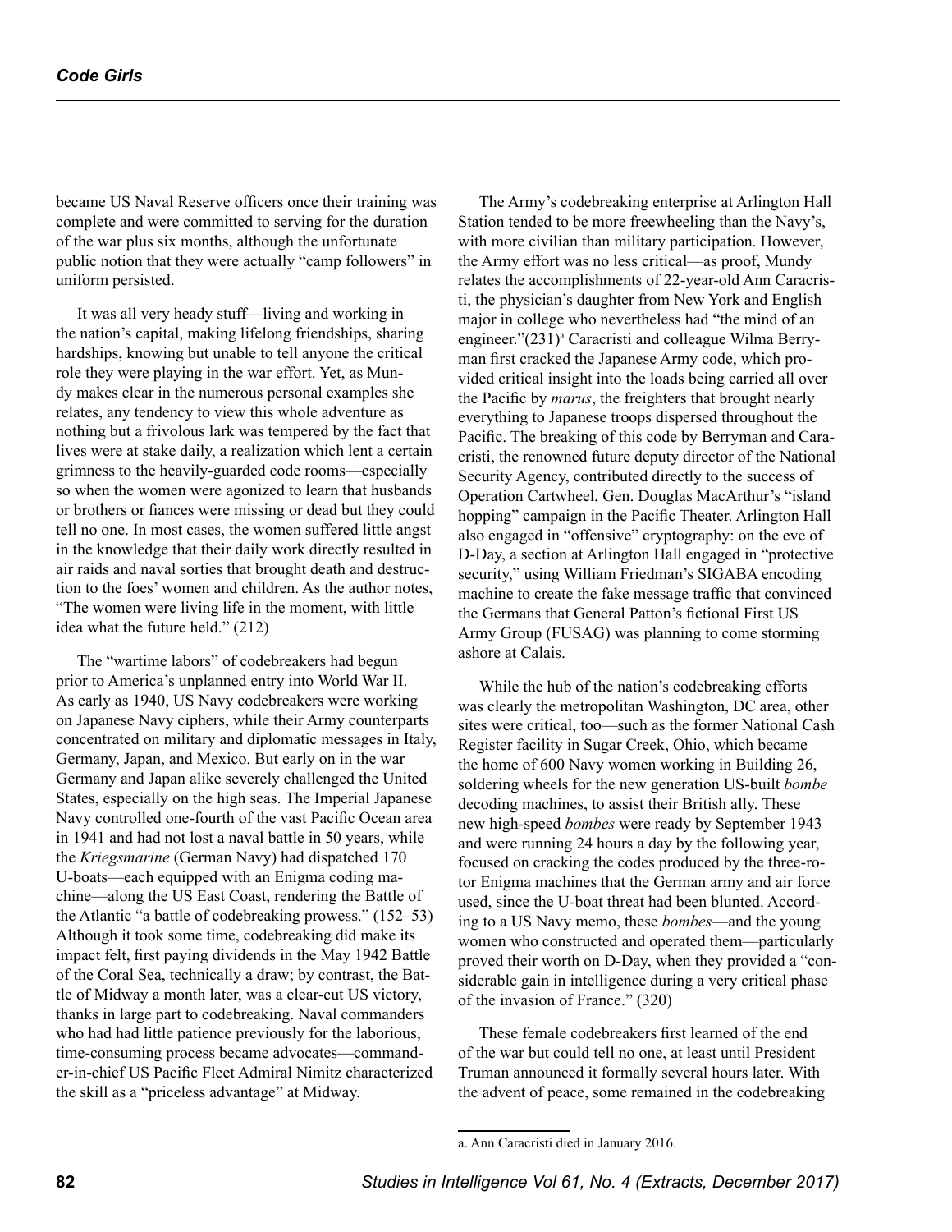became US Naval Reserve officers once their training was complete and were committed to serving for the duration of the war plus six months, although the unfortunate public notion that they were actually "camp followers" in uniform persisted.

It was all very heady stuff—living and working in the nation's capital, making lifelong friendships, sharing hardships, knowing but unable to tell anyone the critical role they were playing in the war effort. Yet, as Mundy makes clear in the numerous personal examples she relates, any tendency to view this whole adventure as nothing but a frivolous lark was tempered by the fact that lives were at stake daily, a realization which lent a certain grimness to the heavily-guarded code rooms—especially so when the women were agonized to learn that husbands or brothers or fiances were missing or dead but they could tell no one. In most cases, the women suffered little angst in the knowledge that their daily work directly resulted in air raids and naval sorties that brought death and destruction to the foes' women and children. As the author notes, "The women were living life in the moment, with little idea what the future held." (212)

The "wartime labors" of codebreakers had begun prior to America's unplanned entry into World War II. As early as 1940, US Navy codebreakers were working on Japanese Navy ciphers, while their Army counterparts concentrated on military and diplomatic messages in Italy, Germany, Japan, and Mexico. But early on in the war Germany and Japan alike severely challenged the United States, especially on the high seas. The Imperial Japanese Navy controlled one-fourth of the vast Pacific Ocean area in 1941 and had not lost a naval battle in 50 years, while the *Kriegsmarine* (German Navy) had dispatched 170 U-boats—each equipped with an Enigma coding machine—along the US East Coast, rendering the Battle of the Atlantic "a battle of codebreaking prowess." (152–53) Although it took some time, codebreaking did make its impact felt, first paying dividends in the May 1942 Battle of the Coral Sea, technically a draw; by contrast, the Battle of Midway a month later, was a clear-cut US victory, thanks in large part to codebreaking. Naval commanders who had had little patience previously for the laborious, time-consuming process became advocates—commander-in-chief US Pacific Fleet Admiral Nimitz characterized the skill as a "priceless advantage" at Midway.

The Army's codebreaking enterprise at Arlington Hall Station tended to be more freewheeling than the Navy's, with more civilian than military participation. However, the Army effort was no less critical—as proof, Mundy relates the accomplishments of 22-year-old Ann Caracristi, the physician's daughter from New York and English major in college who nevertheless had "the mind of an engineer."(231)[a] Caracristi and colleague Wilma Berryman first cracked the Japanese Army code, which provided critical insight into the loads being carried all over the Pacific by *marus*, the freighters that brought nearly everything to Japanese troops dispersed throughout the Pacific. The breaking of this code by Berryman and Caracristi, the renowned future deputy director of the National Security Agency, contributed directly to the success of Operation Cartwheel, Gen. Douglas MacArthur's "island hopping" campaign in the Pacific Theater. Arlington Hall also engaged in "offensive" cryptography: on the eve of D-Day, a section at Arlington Hall engaged in "protective security," using William Friedman's SIGABA encoding machine to create the fake message traffic that convinced the Germans that General Patton's fictional First US Army Group (FUSAG) was planning to come storming ashore at Calais.

While the hub of the nation's codebreaking efforts was clearly the metropolitan Washington, DC area, other sites were critical, too—such as the former National Cash Register facility in Sugar Creek, Ohio, which became the home of 600 Navy women working in Building 26, soldering wheels for the new generation US-built *bombe* decoding machines, to assist their British ally. These new high-speed *bombes* were ready by September 1943 and were running 24 hours a day by the following year, focused on cracking the codes produced by the three-rotor Enigma machines that the German army and air force used, since the U-boat threat had been blunted. According to a US Navy memo, these *bombes*—and the young women who constructed and operated them—particularly proved their worth on D-Day, when they provided a "considerable gain in intelligence during a very critical phase of the invasion of France." (320)

These female codebreakers first learned of the end of the war but could tell no one, at least until President Truman announced it formally several hours later. With the advent of peace, some remained in the codebreaking

a. Ann Caracristi died in January 2016.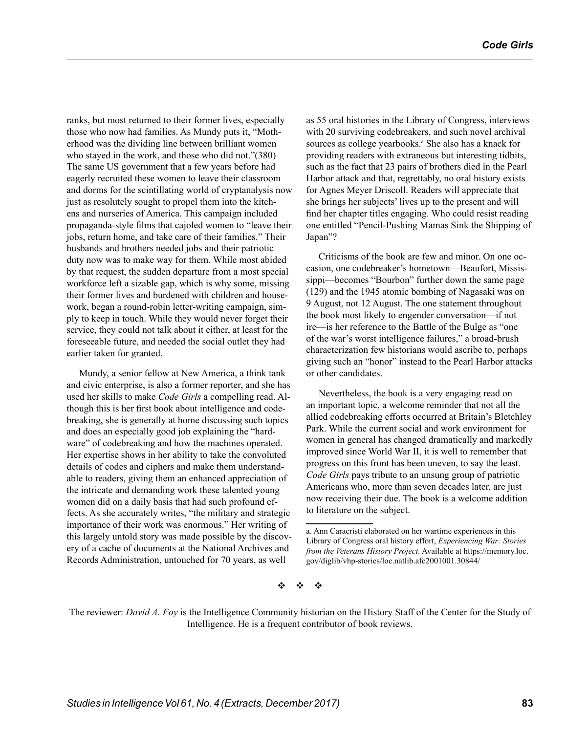ranks, but most returned to their former lives, especially those who now had families. As Mundy puts it, "Motherhood was the dividing line between brilliant women who stayed in the work, and those who did not."(380) The same US government that a few years before had eagerly recruited these women to leave their classroom and dorms for the scintillating world of cryptanalysis now just as resolutely sought to propel them into the kitchens and nurseries of America. This campaign included propaganda-style films that cajoled women to "leave their jobs, return home, and take care of their families." Their husbands and brothers needed jobs and their patriotic duty now was to make way for them. While most abided by that request, the sudden departure from a most special workforce left a sizable gap, which is why some, missing their former lives and burdened with children and housework, began a round-robin letter-writing campaign, simply to keep in touch. While they would never forget their service, they could not talk about it either, at least for the foreseeable future, and needed the social outlet they had earlier taken for granted.

Mundy, a senior fellow at New America, a think tank and civic enterprise, is also a former reporter, and she has used her skills to make *Code Girls* a compelling read. Although this is her first book about intelligence and codebreaking, she is generally at home discussing such topics and does an especially good job explaining the "hardware" of codebreaking and how the machines operated. Her expertise shows in her ability to take the convoluted details of codes and ciphers and make them understandable to readers, giving them an enhanced appreciation of the intricate and demanding work these talented young women did on a daily basis that had such profound effects. As she accurately writes, "the military and strategic importance of their work was enormous." Her writing of this largely untold story was made possible by the discovery of a cache of documents at the National Archives and Records Administration, untouched for 70 years, as well as 55 oral histories in the Library of Congress, interviews with 20 surviving codebreakers, and such novel archival sources as college yearbooks.[a] She also has a knack for providing readers with extraneous but interesting tidbits, such as the fact that 23 pairs of brothers died in the Pearl Harbor attack and that, regrettably, no oral history exists for Agnes Meyer Driscoll. Readers will appreciate that she brings her subjects' lives up to the present and will find her chapter titles engaging. Who could resist reading one entitled "Pencil-Pushing Mamas Sink the Shipping of Japan"?

Criticisms of the book are few and minor. On one occasion, one codebreaker's hometown—Beaufort, Mississippi—becomes "Bourbon" further down the same page (129) and the 1945 atomic bombing of Nagasaki was on 9 August, not 12 August. The one statement throughout the book most likely to engender conversation—if not ire—is her reference to the Battle of the Bulge as "one of the war's worst intelligence failures," a broad-brush characterization few historians would ascribe to, perhaps giving such an "honor" instead to the Pearl Harbor attacks or other candidates.

Nevertheless, the book is a very engaging read on an important topic, a welcome reminder that not all the allied codebreaking efforts occurred at Britain's Bletchley Park. While the current social and work environment for women in general has changed dramatically and markedly improved since World War II, it is well to remember that progress on this front has been uneven, to say the least. *Code Girls* pays tribute to an unsung group of patriotic Americans who, more than seven decades later, are just now receiving their due. The book is a welcome addition to literature on the subject.

a. Ann Caracristi elaborated on her wartime experiences in this Library of Congress oral history effort, *Experiencing War: Stories from the Veterans History Project*. Available at https://memory.loc.gov/diglib/vhp-stories/loc.natlib.afc2001001.30844/

❖ ❖ ❖

The reviewer: *David A. Foy* is the Intelligence Community historian on the History Staff of the Center for the Study of Intelligence. He is a frequent contributor of book reviews.